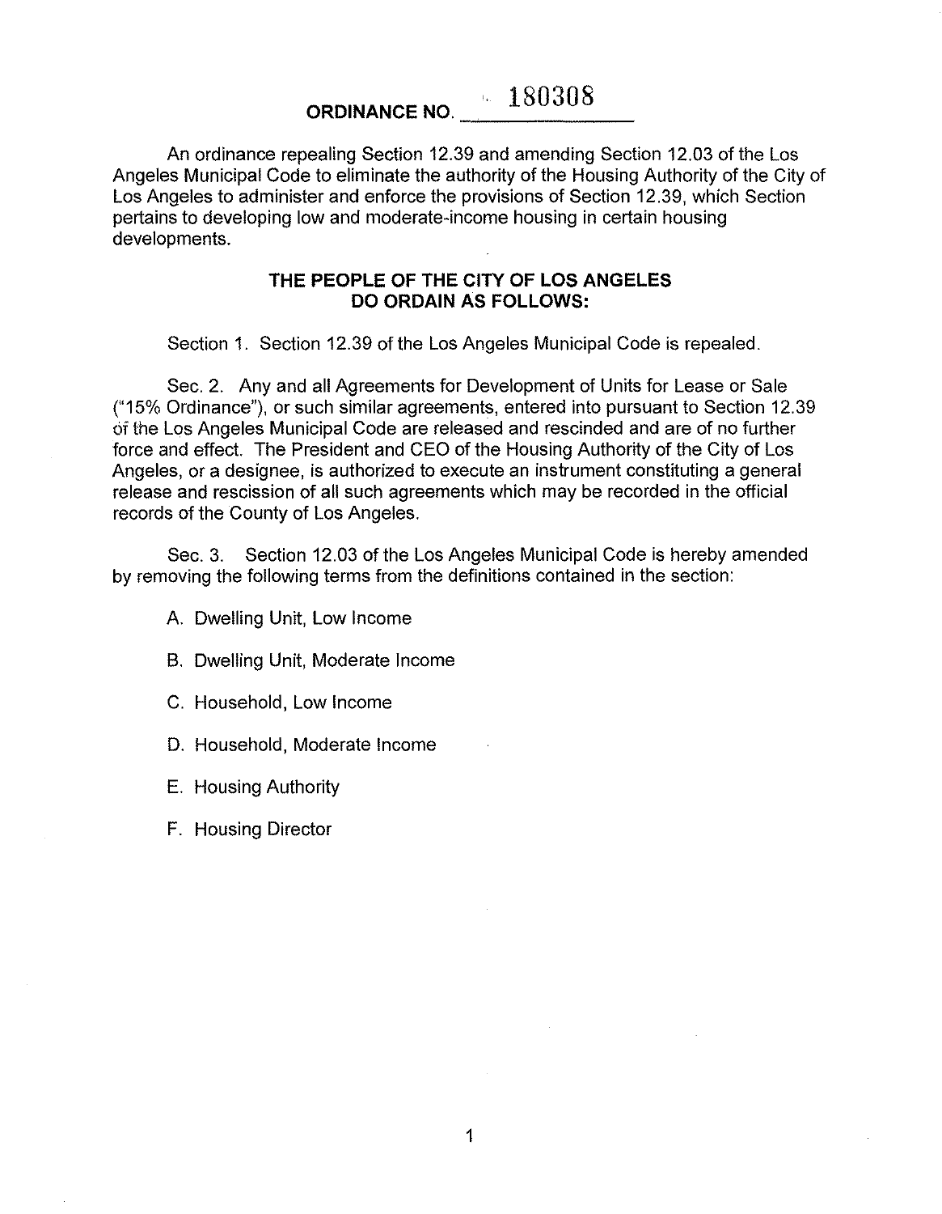# ORDINANCE NO. 180308

An ordinance repealing Section 12.39 and amending Section 12.03 of the Los Angeles Municipal Code to eliminate the authority of the Housing Authority of the City of Los Angeles to administer and enforce the provisions of Section 12.39, which Section pertains to developing low and moderate-income housing in certain housing developments.

## THE PEOPLE OF THE CITY OF LOS ANGELES DO ORDAIN AS FOLLOWS:

Section 1. Section 12.39 of the Los Angeles Municipal Code is repealed.

Sec. 2. Any and all Agreements for Development of Units for Lease or Sale ("15% Ordinance"), or such similar agreements, entered into pursuant to Section 12.39 of the Los Angeles Municipal Code are released and rescinded and are of no further force and effect. The President and CEO of the Housing Authority of the City of Los Angeles, or a designee, is authorized to execute an instrument constituting a general release and rescission of all such agreements which may be recorded in the official records of the County of Los Angeles.

Sec. 3. Section 12.03 of the Los Angeles Municipal Code is hereby amended by removing the following terms from the definitions contained in the section:

A. Dwelling Unit, Low Income

B. Dwelling Unit, Moderate Income

C. Household, Low Income

D. Household, Moderate Income

E. Housing Authority

F. Housing Director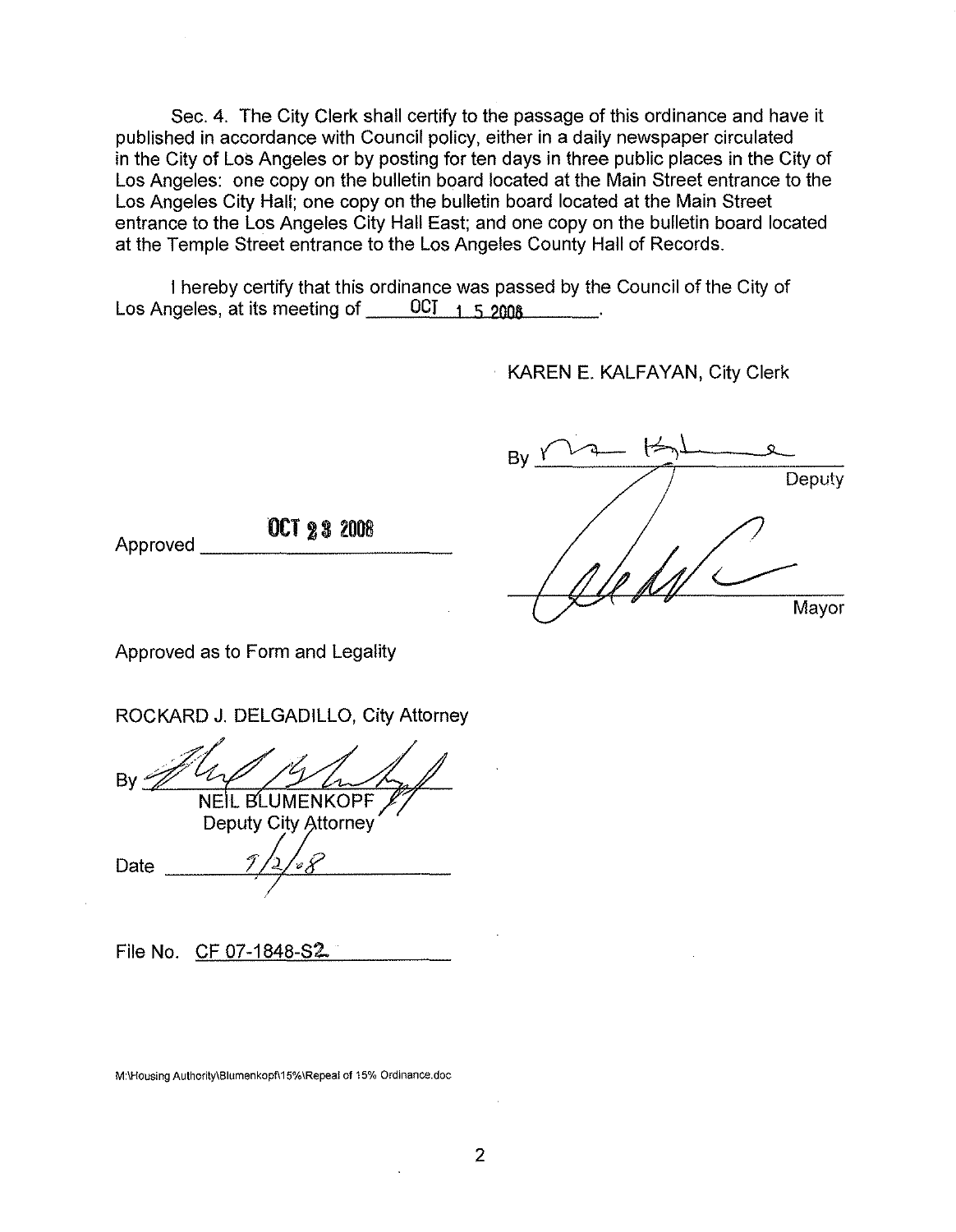Sec. 4. The City Clerk shall certify to the passage of this ordinance and have it published in accordance with Council policy, either in a daily newspaper circulated in the City of Los Angeles or by posting for ten days in three public places in the City of Los Angeles: one copy on the bulletin board located at the Main Street entrance to the Los Angeles City Hall; one copy on the bulletin board located at the Main Street entrance to the Los Angeles City Hall East; and one copy on the bulletin board located at the Temple Street entrance to the Los Angeles County Hall of Records.

I hereby certify that this ordinance was passed by the Council of the City of Los Angeles, at its meeting of OCT 15 2008.

KAREN E. KALFAYAN, City Clerk

By ______________________ Deputy

Approved OCT 23 2008

______________________ Mayor

Approved as to Form and Legality

ROCKARD J. DELGADILLO, City Attorney

By ______________________
NEIL BLUMENKOPF
Deputy City Attorney

Date 9/2/08

File No. CF 07-1848-S2

M:\Housing Authority\Blumenkopf\15%\Repeal of 15% Ordinance.doc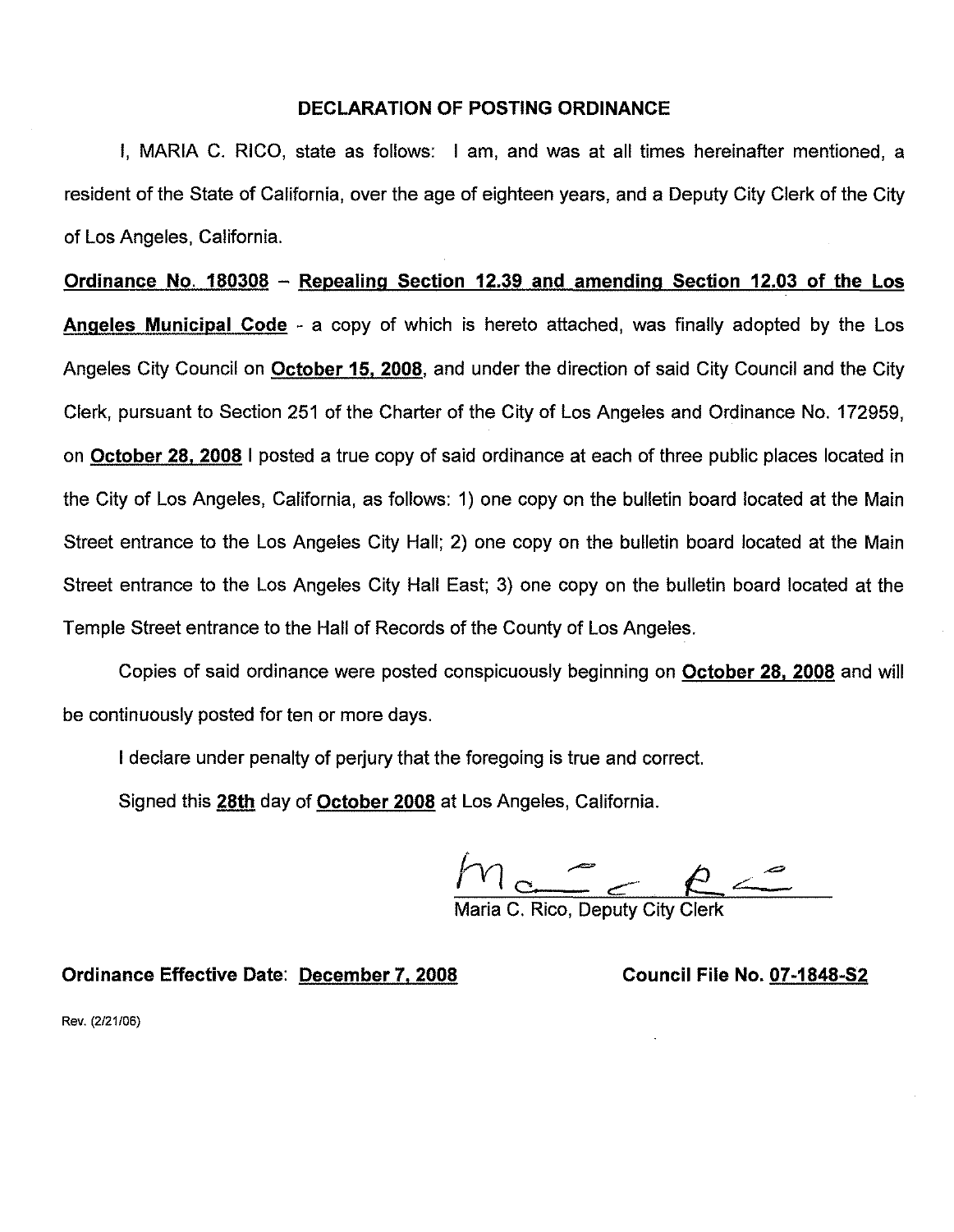## DECLARATION OF POSTING ORDINANCE

I, MARIA C. RICO, state as follows: I am, and was at all times hereinafter mentioned, a resident of the State of California, over the age of eighteen years, and a Deputy City Clerk of the City of Los Angeles, California.

**Ordinance No. 180308 – Repealing Section 12.39 and amending Section 12.03 of the Los Angeles Municipal Code** - a copy of which is hereto attached, was finally adopted by the Los Angeles City Council on **October 15, 2008**, and under the direction of said City Council and the City Clerk, pursuant to Section 251 of the Charter of the City of Los Angeles and Ordinance No. 172959, on **October 28, 2008** I posted a true copy of said ordinance at each of three public places located in the City of Los Angeles, California, as follows: 1) one copy on the bulletin board located at the Main Street entrance to the Los Angeles City Hall; 2) one copy on the bulletin board located at the Main Street entrance to the Los Angeles City Hall East; 3) one copy on the bulletin board located at the Temple Street entrance to the Hall of Records of the County of Los Angeles.

Copies of said ordinance were posted conspicuously beginning on **October 28, 2008** and will be continuously posted for ten or more days.

I declare under penalty of perjury that the foregoing is true and correct.

Signed this **28th** day of **October 2008** at Los Angeles, California.

Maria C. Rico, Deputy City Clerk

**Ordinance Effective Date: December 7, 2008**

**Council File No. 07-1848-S2**

Rev. (2/21/06)